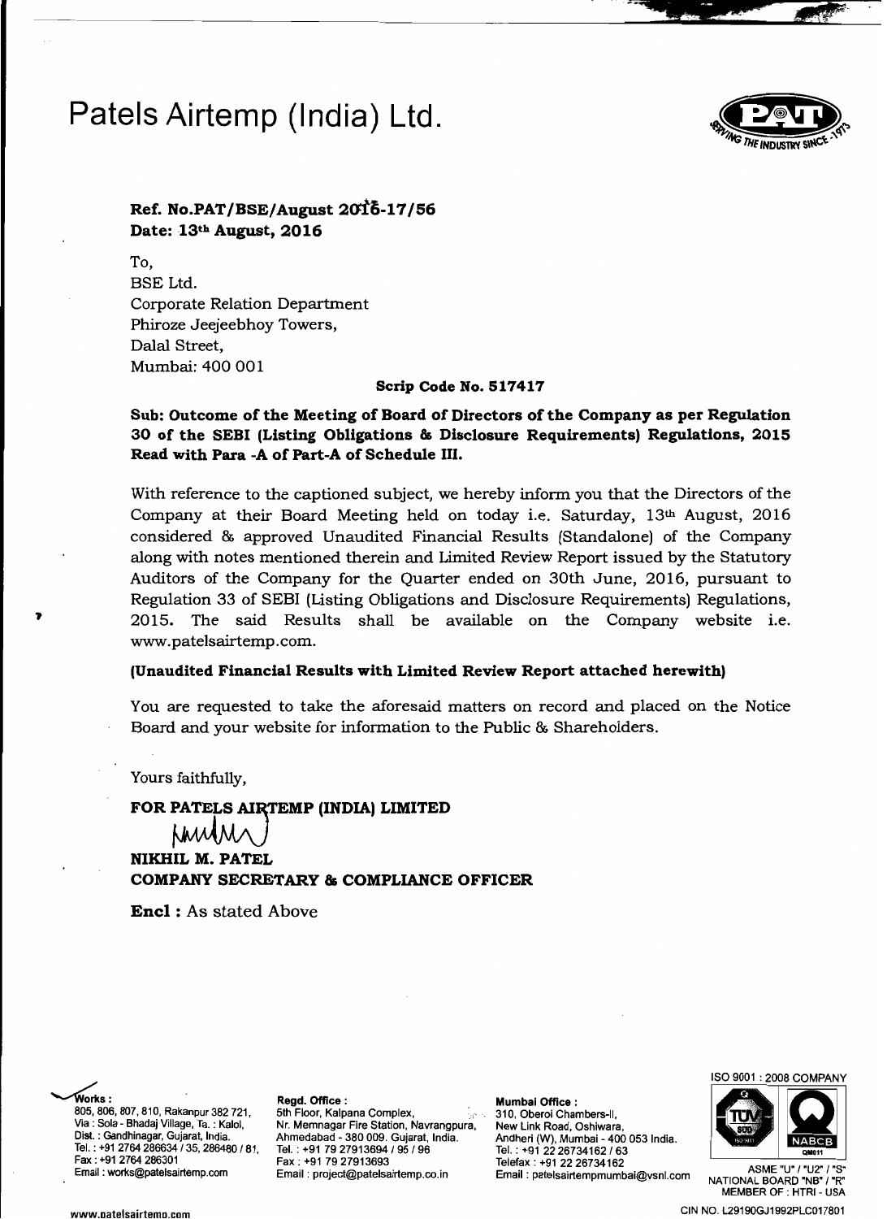# Patels Airtemp (India) Ltd.

**Ref. No.PAT/BSE/August 2016-17/56**
**Date: 13th August, 2016**

To,
BSE Ltd.
Corporate Relation Department
Phiroze Jeejeebhoy Towers,
Dalal Street,
Mumbai: 400 001

**Scrip Code No. 517417**

**Sub: Outcome of the Meeting of Board of Directors of the Company as per Regulation 30 of the SEBI (Listing Obligations & Disclosure Requirements) Regulations, 2015 Read with Para -A of Part-A of Schedule III.**

With reference to the captioned subject, we hereby inform you that the Directors of the Company at their Board Meeting held on today i.e. Saturday, 13th August, 2016 considered & approved Unaudited Financial Results (Standalone) of the Company along with notes mentioned therein and Limited Review Report issued by the Statutory Auditors of the Company for the Quarter ended on 30th June, 2016, pursuant to Regulation 33 of SEBI (Listing Obligations and Disclosure Requirements) Regulations, 2015. The said Results shall be available on the Company website i.e. www.patelsairtemp.com.

**(Unaudited Financial Results with Limited Review Report attached herewith)**

You are requested to take the aforesaid matters on record and placed on the Notice Board and your website for information to the Public & Shareholders.

Yours faithfully,

**FOR PATELS AIRTEMP (INDIA) LIMITED**

**NIKHIL M. PATEL**
**COMPANY SECRETARY & COMPLIANCE OFFICER**

**Encl :** As stated Above

**Works :**
805, 806, 807, 810, Rakanpur 382 721,
Via : Sola - Bhadaj Village, Ta. : Kalol,
Dist. : Gandhinagar, Gujarat, India.
Tel. : +91 2764 286634 / 35, 286480 / 81,
Fax : +91 2764 286301
Email : works@patelsairtemp.com

**Regd. Office :**
5th Floor, Kalpana Complex,
Nr. Memnagar Fire Station, Navrangpura,
Ahmedabad - 380 009. Gujarat, India.
Tel. : +91 79 27913694 / 95 / 96
Fax : +91 79 27913693
Email : project@patelsairtemp.co.in

**Mumbai Office :**
310, Oberoi Chambers-II,
New Link Road, Oshiwara,
Andheri (W), Mumbai - 400 053 India.
Tel. : +91 22 26734162 / 63
Telefax : +91 22 26734162
Email : patelsairtempmumbai@vsnl.com

ISO 9001 : 2008 COMPANY
ASME "U" / "U2" / "S"
NATIONAL BOARD "NB" / "R"
MEMBER OF : HTRI - USA

www.patelsairtemp.com

CIN NO. L29190GJ1992PLC017801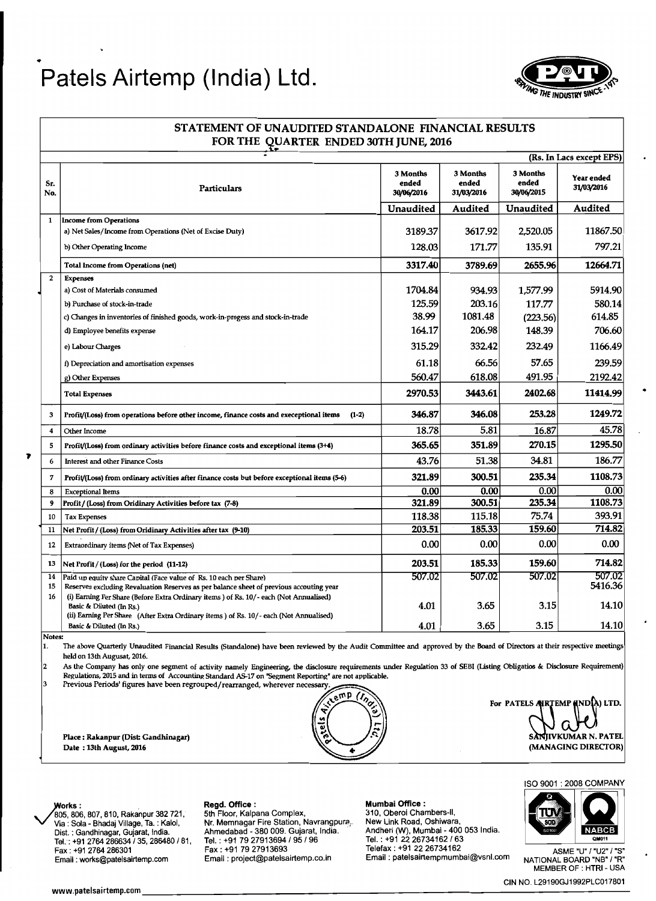# Patels Airtemp (India) Ltd.

## STATEMENT OF UNAUDITED STANDALONE FINANCIAL RESULTS FOR THE QUARTER ENDED 30TH JUNE, 2016

(Rs. In Lacs except EPS)

| Sr. No. | Particulars | 3 Months ended 30/06/2016 | 3 Months ended 31/03/2016 | 3 Months ended 30/06/2015 | Year ended 31/03/2016 |
|---|---|---|---|---|---|
| | | Unaudited | Audited | Unaudited | Audited |
| 1 | **Income from Operations** | | | | |
| | a) Net Sales/Income from Operations (Net of Excise Duty) | 3189.37 | 3617.92 | 2,520.05 | 11867.50 |
| | b) Other Operating Income | 128.03 | 171.77 | 135.91 | 797.21 |
| | **Total Income from Operations (net)** | 3317.40 | 3789.69 | 2655.96 | 12664.71 |
| 2 | **Expenses** | | | | |
| | a) Cost of Materials consumed | 1704.84 | 934.93 | 1,577.99 | 5914.90 |
| | b) Purchase of stock-in-trade | 125.59 | 203.16 | 117.77 | 580.14 |
| | c) Changes in inventories of finished goods, work-in-progess and stock-in-trade | 38.99 | 1081.48 | (223.56) | 614.85 |
| | d) Employee benefits expense | 164.17 | 206.98 | 148.39 | 706.60 |
| | e) Labour Charges | 315.29 | 332.42 | 232.49 | 1166.49 |
| | f) Depreciation and amortisation expenses | 61.18 | 66.56 | 57.65 | 239.59 |
| | g) Other Expenses | 560.47 | 618.08 | 491.95 | 2192.42 |
| | **Total Expenses** | 2970.53 | 3443.61 | 2402.68 | 11414.99 |
| 3 | Profit/(Loss) from operations before other income, finance costs and exceptional items (1-2) | 346.87 | 346.08 | 253.28 | 1249.72 |
| 4 | Other Income | 18.78 | 5.81 | 16.87 | 45.78 |
| 5 | Profit/(Loss) from ordinary activities before finance costs and exceptional items (3+4) | 365.65 | 351.89 | 270.15 | 1295.50 |
| 6 | Interest and other Finance Costs | 43.76 | 51.38 | 34.81 | 186.77 |
| 7 | Profit/(Loss) from ordinary activities after finance costs but before exceptional items (5-6) | 321.89 | 300.51 | 235.34 | 1108.73 |
| 8 | Exceptional Items | 0.00 | 0.00 | 0.00 | 0.00 |
| 9 | Profit / (Loss) from Oridinary Activities before tax (7-8) | 321.89 | 300.51 | 235.34 | 1108.73 |
| 10 | Tax Expenses | 118.38 | 115.18 | 75.74 | 393.91 |
| 11 | Net Profit / (Loss) from Oridinary Activities after tax (9-10) | 203.51 | 185.33 | 159.60 | 714.82 |
| 12 | Extraordinary items (Net of Tax Expenses) | 0.00 | 0.00 | 0.00 | 0.00 |
| 13 | Net Profit / (Loss) for the period (11-12) | 203.51 | 185.33 | 159.60 | 714.82 |
| 14 | Paid up equity share Capital (Face value of Rs. 10 each per Share) | 507.02 | 507.02 | 507.02 | 507.02 |
| 15 | Reserves excluding Revaluation Reserves as per balance sheet of previous accouting year | | | | 5416.36 |
| 16 | (i) Earning Per Share (Before Extra Ordinary items ) of Rs. 10/- each (Not Annualised) Basic & Diluted (In Rs.) | 4.01 | 3.65 | 3.15 | 14.10 |
| | (ii) Earning Per Share (After Extra Ordinary items ) of Rs. 10/- each (Not Annualised) Basic & Diluted (In Rs.) | 4.01 | 3.65 | 3.15 | 14.10 |

**Notes:**

1. The above Quarterly Unaudited Financial Results (Standalone) have been reviewed by the Audit Committee and approved by the Board of Directors at their respective meetings held on 13th Augusat, 2016.
2. As the Company has only one segment of activity namely Engineering, the disclosure requirements under Regulation 33 of SEBI (Listing Obligatios & Disclosure Requirement) Regulations, 2015 and in terms of Accounting Standard AS-17 on "Segment Reporting" are not applicable.
3. Previous Periods' figures have been regrouped/rearranged, wherever necessary.

Place : Rakanpur (Dist: Gandhinagar)
Date : 13th August, 2016

For PATELS AIRTEMP (INDIA) LTD.

SANJIVKUMAR N. PATEL
(MANAGING DIRECTOR)

**Works :** 805, 806, 807, 810, Rakanpur 382 721, Via : Sola - Bhadaj Village, Ta. : Kalol, Dist. : Gandhinagar, Gujarat, India. Tel. : +91 2764 286634 / 35, 286480 / 81, Fax : +91 2764 286301 Email : works@patelsairtemp.com

**Regd. Office :** 5th Floor, Kalpana Complex, Nr. Memnagar Fire Station, Navrangpura, Ahmedabad - 380 009. Gujarat, India. Tel. : +91 79 27913694 / 95 / 96 Fax : +91 79 27913693 Email : project@patelsairtemp.co.in

**Mumbai Office :** 310, Oberoi Chambers-II, New Link Road, Oshiwara, Andheri (W), Mumbai - 400 053 India. Tel. : +91 22 26734162 / 63 Telefax : +91 22 26734162 Email : patelsairtempmumbai@vsnl.com

ISO 9001 : 2008 COMPANY

ASME "U" / "U2" / "S" NATIONAL BOARD "NB" / "R" MEMBER OF : HTRI - USA

CIN NO. L29190GJ1992PLC017801

www.patelsairtemp.com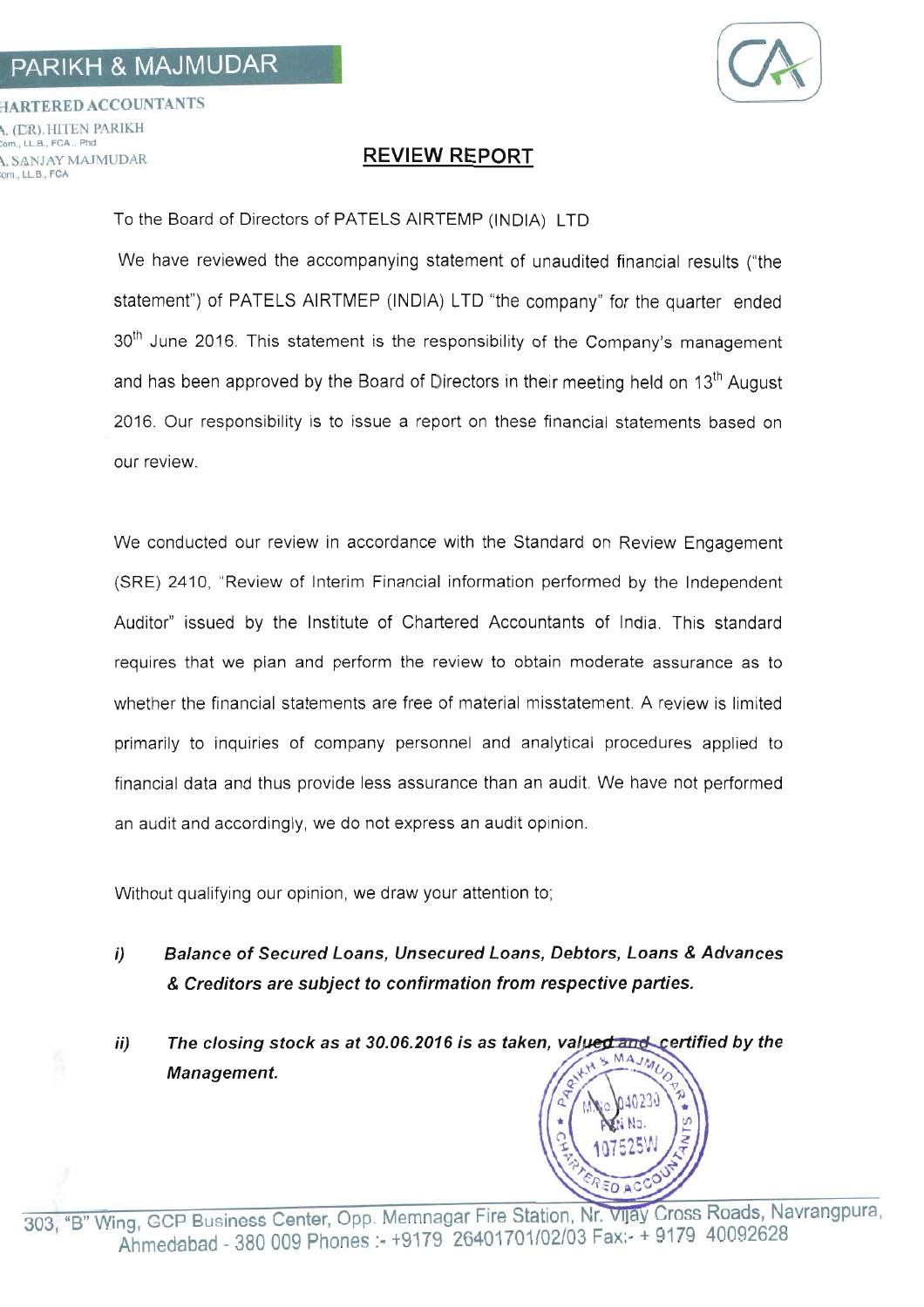PARIKH & MAJMUDAR

CHARTERED ACCOUNTANTS

CA. (DR). HITEN PARIKH
B.Com., LL.B., FCA., Phd

CA. SANJAY MAJMUDAR
B.Com., LL.B., FCA

## REVIEW REPORT

To the Board of Directors of PATELS AIRTEMP (INDIA) LTD

We have reviewed the accompanying statement of unaudited financial results ("the statement") of PATELS AIRTMEP (INDIA) LTD "the company" for the quarter ended 30th June 2016. This statement is the responsibility of the Company's management and has been approved by the Board of Directors in their meeting held on 13th August 2016. Our responsibility is to issue a report on these financial statements based on our review.

We conducted our review in accordance with the Standard on Review Engagement (SRE) 2410, "Review of Interim Financial information performed by the Independent Auditor" issued by the Institute of Chartered Accountants of India. This standard requires that we plan and perform the review to obtain moderate assurance as to whether the financial statements are free of material misstatement. A review is limited primarily to inquiries of company personnel and analytical procedures applied to financial data and thus provide less assurance than an audit. We have not performed an audit and accordingly, we do not express an audit opinion.

Without qualifying our opinion, we draw your attention to;

i) ***Balance of Secured Loans, Unsecured Loans, Debtors, Loans & Advances & Creditors are subject to confirmation from respective parties.***

ii) ***The closing stock as at 30.06.2016 is as taken, valued and certified by the Management.***

303, "B" Wing, GCP Business Center, Opp. Memnagar Fire Station, Nr. Vijay Cross Roads, Navrangpura, Ahmedabad - 380 009 Phones :- +9179 26401701/02/03 Fax:- + 9179 40092628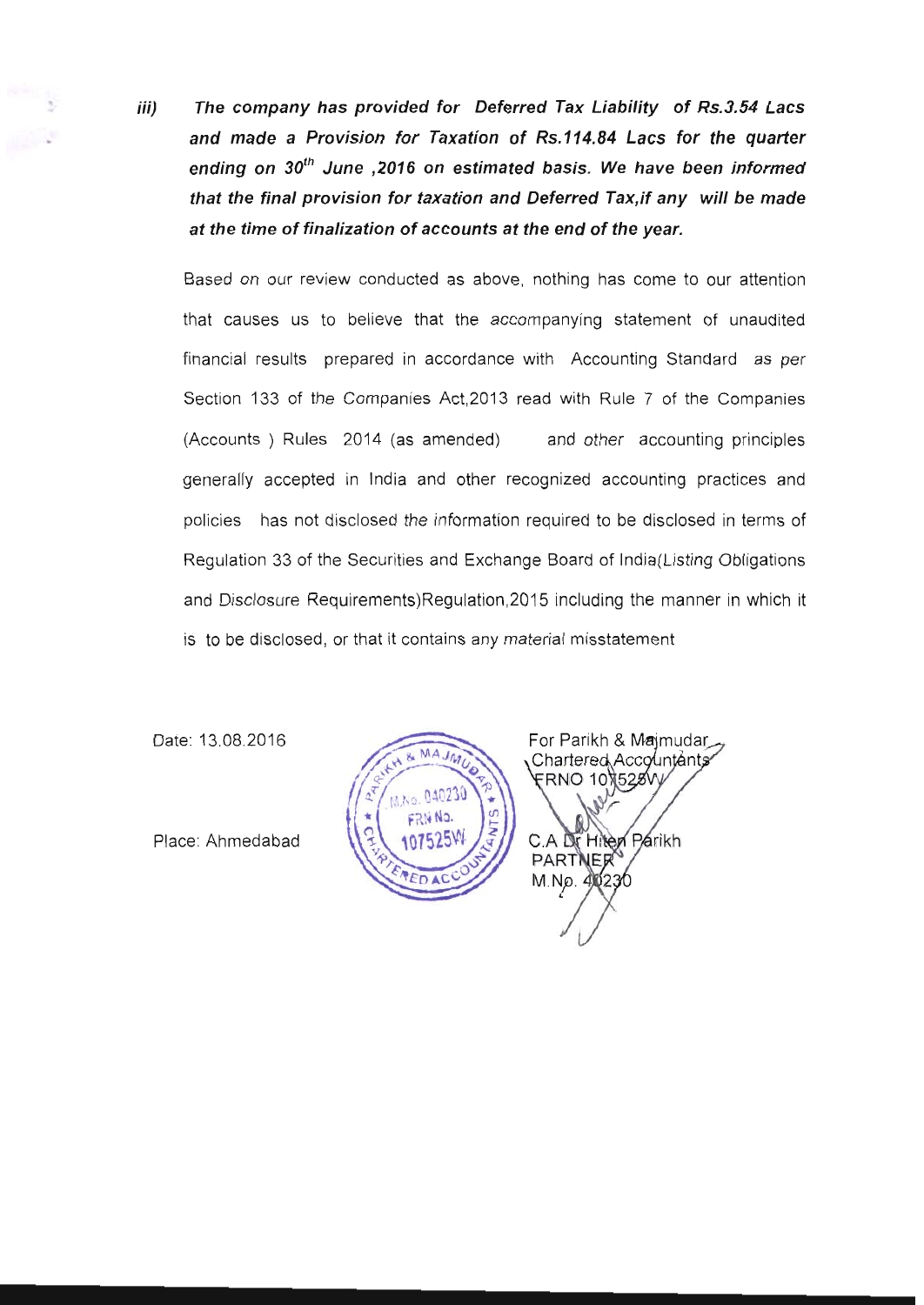***iii) The company has provided for Deferred Tax Liability of Rs.3.54 Lacs and made a Provision for Taxation of Rs.114.84 Lacs for the quarter ending on 30th June ,2016 on estimated basis. We have been informed that the final provision for taxation and Deferred Tax,if any will be made at the time of finalization of accounts at the end of the year.***

Based on our review conducted as above, nothing has come to our attention that causes us to believe that the accompanying statement of unaudited financial results prepared in accordance with Accounting Standard as per Section 133 of the Companies Act,2013 read with Rule 7 of the Companies (Accounts ) Rules 2014 (as amended) and other accounting principles generally accepted in India and other recognized accounting practices and policies has not disclosed the information required to be disclosed in terms of Regulation 33 of the Securities and Exchange Board of India(Listing Obligations and Disclosure Requirements)Regulation,2015 including the manner in which it is to be disclosed, or that it contains any material misstatement

Date: 13.08.2016

Place: Ahmedabad

For Parikh & Majmudar
Chartered Accountants
FRNO 107525W

C.A Dr Hiten Parikh
PARTNER
M.No. 40230